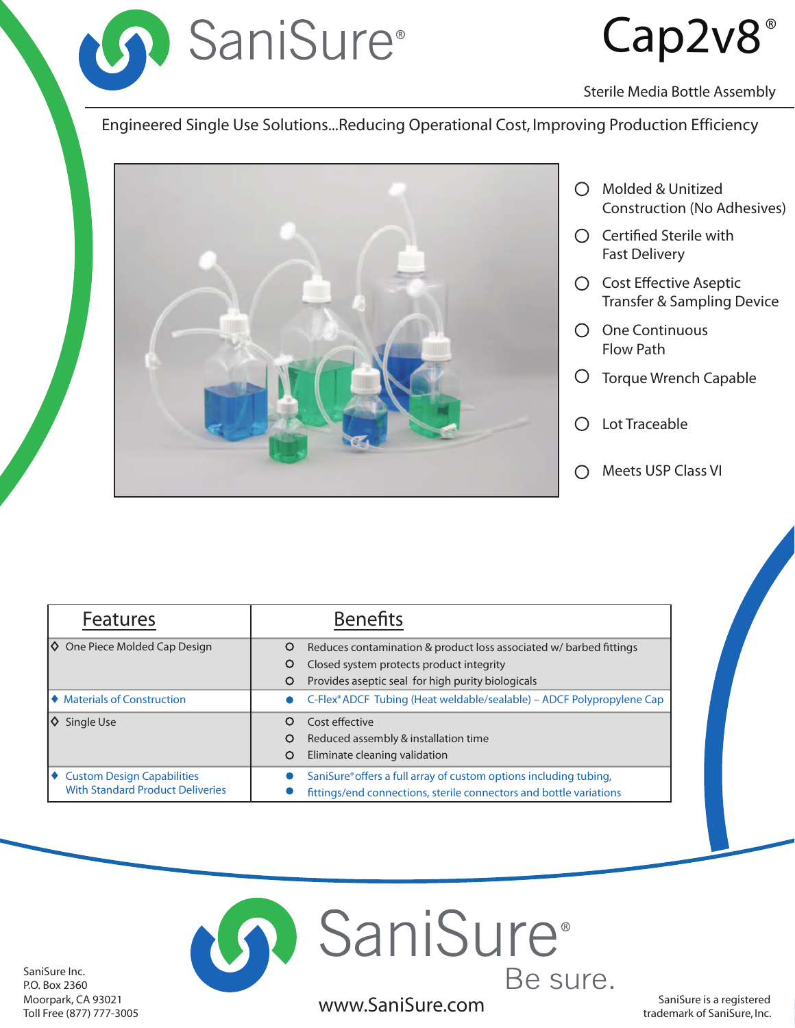# SaniSure®

# Cap2v8®

Sterile Media Bottle Assembly

Engineered Single Use Solutions...Reducing Operational Cost, Improving Production Efficiency

- Molded & Unitized Construction (No Adhesives)
- Certified Sterile with Fast Delivery
- Cost Effective Aseptic Transfer & Sampling Device
- One Continuous Flow Path
- Torque Wrench Capable
- Lot Traceable
- Meets USP Class VI

| Features | Benefits |
|---|---|
| One Piece Molded Cap Design | Reduces contamination & product loss associated w/ barbed fittings<br>Closed system protects product integrity<br>Provides aseptic seal for high purity biologicals |
| Materials of Construction | C-Flex® ADCF Tubing (Heat weldable/sealable) – ADCF Polypropylene Cap |
| Single Use | Cost effective<br>Reduced assembly & installation time<br>Eliminate cleaning validation |
| Custom Design Capabilities With Standard Product Deliveries | SaniSure® offers a full array of custom options including tubing,<br>fittings/end connections, sterile connectors and bottle variations |

SaniSure®

Be sure.

www.SaniSure.com

SaniSure Inc.
P.O. Box 2360
Moorpark, CA 93021
Toll Free (877) 777-3005

SaniSure is a registered trademark of SaniSure, Inc.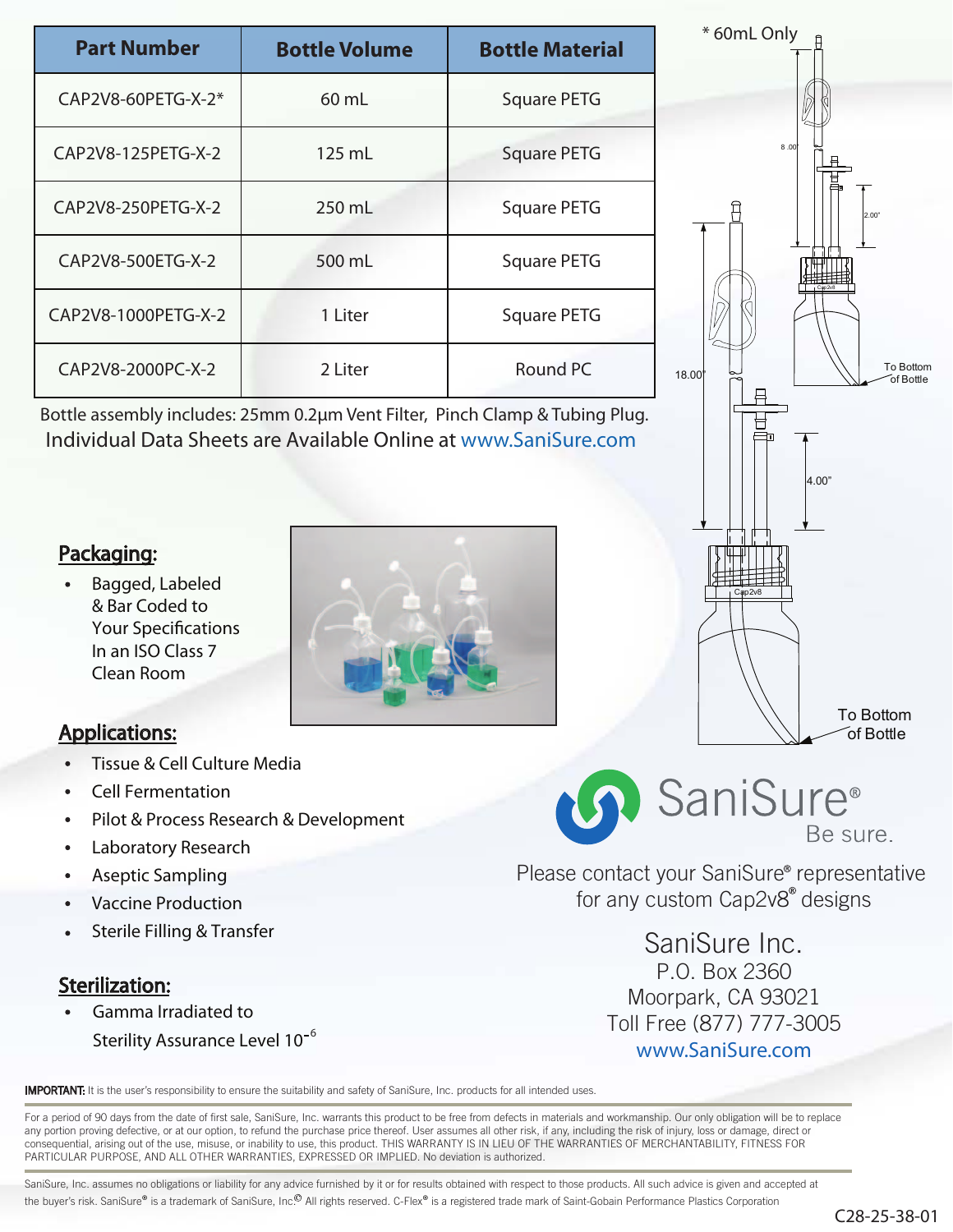| Part Number | Bottle Volume | Bottle Material |
|---|---|---|
| CAP2V8-60PETG-X-2* | 60 mL | Square PETG |
| CAP2V8-125PETG-X-2 | 125 mL | Square PETG |
| CAP2V8-250PETG-X-2 | 250 mL | Square PETG |
| CAP2V8-500ETG-X-2 | 500 mL | Square PETG |
| CAP2V8-1000PETG-X-2 | 1 Liter | Square PETG |
| CAP2V8-2000PC-X-2 | 2 Liter | Round PC |

Bottle assembly includes: 25mm 0.2µm Vent Filter, Pinch Clamp & Tubing Plug.

Individual Data Sheets are Available Online at www.SaniSure.com

* 60mL Only

8.00"

2.00"

To Bottom of Bottle

18.00"

4.00"

Cap2v8

To Bottom of Bottle

## Packaging:

- Bagged, Labeled & Bar Coded to Your Specifications In an ISO Class 7 Clean Room

## Applications:

- Tissue & Cell Culture Media
- Cell Fermentation
- Pilot & Process Research & Development
- Laboratory Research
- Aseptic Sampling
- Vaccine Production
- Sterile Filling & Transfer

## Sterilization:

- Gamma Irradiated to Sterility Assurance Level $10^{-6}$

SaniSure® Be sure.

Please contact your SaniSure® representative for any custom Cap2v8® designs

SaniSure Inc.
P.O. Box 2360
Moorpark, CA 93021
Toll Free (877) 777-3005
www.SaniSure.com

**IMPORTANT:** It is the user's responsibility to ensure the suitability and safety of SaniSure, Inc. products for all intended uses.

For a period of 90 days from the date of first sale, SaniSure, Inc. warrants this product to be free from defects in materials and workmanship. Our only obligation will be to replace any portion proving defective, or at our option, to refund the purchase price thereof. User assumes all other risk, if any, including the risk of injury, loss or damage, direct or consequential, arising out of the use, misuse, or inability to use, this product. THIS WARRANTY IS IN LIEU OF THE WARRANTIES OF MERCHANTABILITY, FITNESS FOR PARTICULAR PURPOSE, AND ALL OTHER WARRANTIES, EXPRESSED OR IMPLIED. No deviation is authorized.

SaniSure, Inc. assumes no obligations or liability for any advice furnished by it or for results obtained with respect to those products. All such advice is given and accepted at the buyer's risk. SaniSure® is a trademark of SaniSure, Inc.© All rights reserved. C-Flex® is a registered trade mark of Saint-Gobain Performance Plastics Corporation

C28-25-38-01